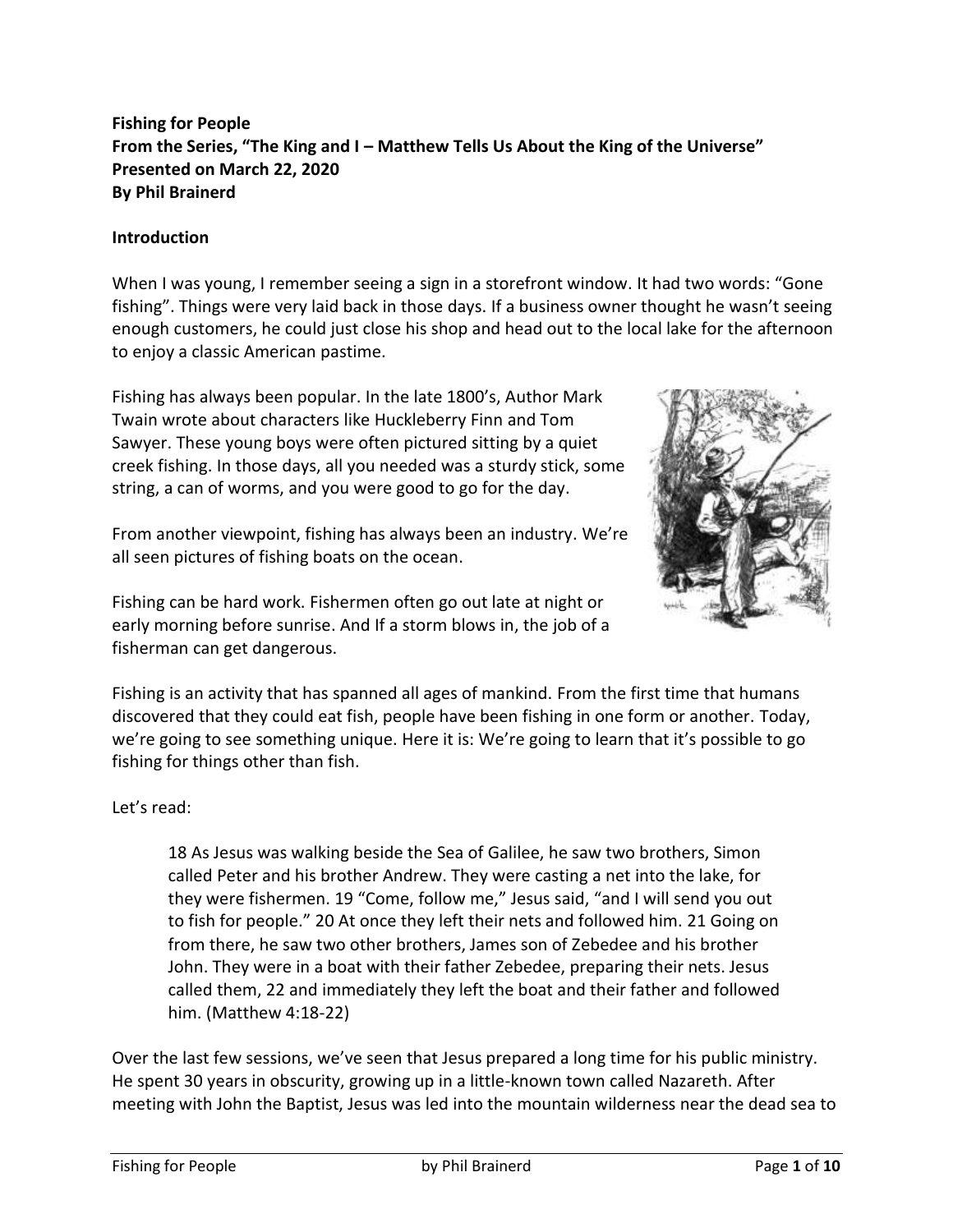**Fishing for People**
**From the Series, "The King and I – Matthew Tells Us About the King of the Universe"**
**Presented on March 22, 2020**
**By Phil Brainerd**

**Introduction**

When I was young, I remember seeing a sign in a storefront window. It had two words: "Gone fishing". Things were very laid back in those days. If a business owner thought he wasn't seeing enough customers, he could just close his shop and head out to the local lake for the afternoon to enjoy a classic American pastime.

Fishing has always been popular. In the late 1800's, Author Mark Twain wrote about characters like Huckleberry Finn and Tom Sawyer. These young boys were often pictured sitting by a quiet creek fishing. In those days, all you needed was a sturdy stick, some string, a can of worms, and you were good to go for the day.

From another viewpoint, fishing has always been an industry. We're all seen pictures of fishing boats on the ocean.

Fishing can be hard work. Fishermen often go out late at night or early morning before sunrise. And If a storm blows in, the job of a fisherman can get dangerous.

Fishing is an activity that has spanned all ages of mankind. From the first time that humans discovered that they could eat fish, people have been fishing in one form or another. Today, we're going to see something unique. Here it is: We're going to learn that it's possible to go fishing for things other than fish.

Let's read:

> 18 As Jesus was walking beside the Sea of Galilee, he saw two brothers, Simon called Peter and his brother Andrew. They were casting a net into the lake, for they were fishermen. 19 "Come, follow me," Jesus said, "and I will send you out to fish for people." 20 At once they left their nets and followed him. 21 Going on from there, he saw two other brothers, James son of Zebedee and his brother John. They were in a boat with their father Zebedee, preparing their nets. Jesus called them, 22 and immediately they left the boat and their father and followed him. (Matthew 4:18-22)

Over the last few sessions, we've seen that Jesus prepared a long time for his public ministry. He spent 30 years in obscurity, growing up in a little-known town called Nazareth. After meeting with John the Baptist, Jesus was led into the mountain wilderness near the dead sea to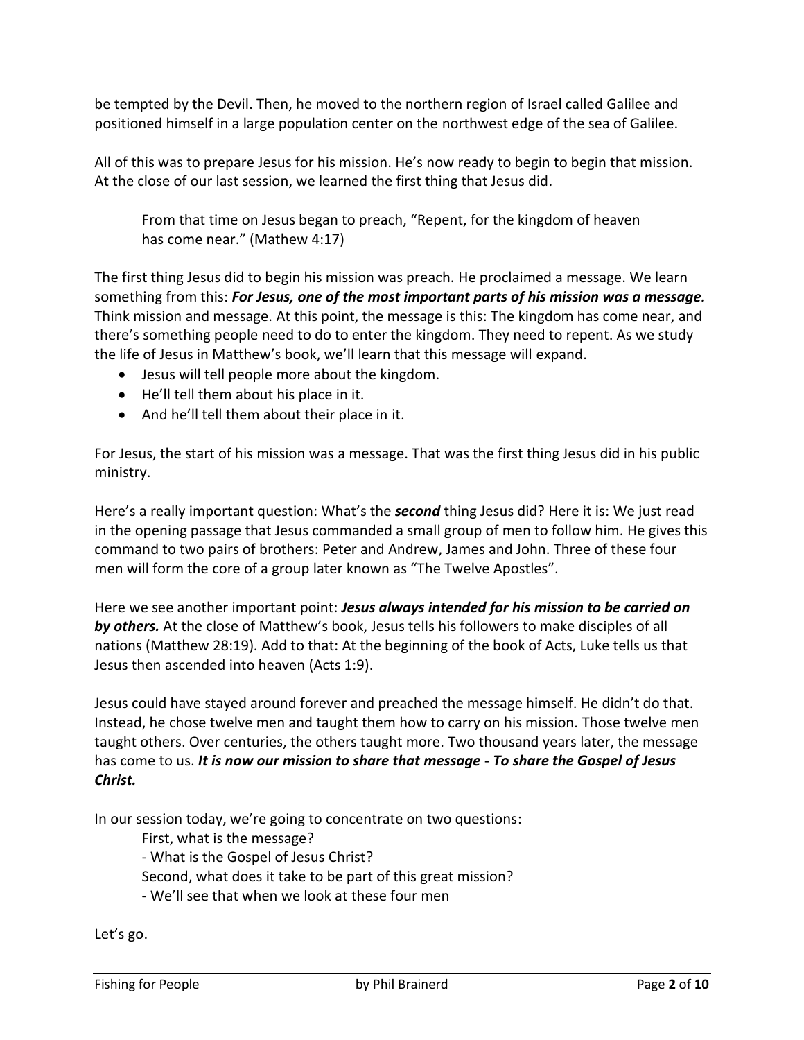be tempted by the Devil. Then, he moved to the northern region of Israel called Galilee and positioned himself in a large population center on the northwest edge of the sea of Galilee.

All of this was to prepare Jesus for his mission. He's now ready to begin to begin that mission. At the close of our last session, we learned the first thing that Jesus did.

> From that time on Jesus began to preach, "Repent, for the kingdom of heaven has come near." (Mathew 4:17)

The first thing Jesus did to begin his mission was preach. He proclaimed a message. We learn something from this: ***For Jesus, one of the most important parts of his mission was a message.*** Think mission and message. At this point, the message is this: The kingdom has come near, and there's something people need to do to enter the kingdom. They need to repent. As we study the life of Jesus in Matthew's book, we'll learn that this message will expand.

- Jesus will tell people more about the kingdom.
- He'll tell them about his place in it.
- And he'll tell them about their place in it.

For Jesus, the start of his mission was a message. That was the first thing Jesus did in his public ministry.

Here's a really important question: What's the ***second*** thing Jesus did? Here it is: We just read in the opening passage that Jesus commanded a small group of men to follow him. He gives this command to two pairs of brothers: Peter and Andrew, James and John. Three of these four men will form the core of a group later known as "The Twelve Apostles".

Here we see another important point: ***Jesus always intended for his mission to be carried on by others.*** At the close of Matthew's book, Jesus tells his followers to make disciples of all nations (Matthew 28:19). Add to that: At the beginning of the book of Acts, Luke tells us that Jesus then ascended into heaven (Acts 1:9).

Jesus could have stayed around forever and preached the message himself. He didn't do that. Instead, he chose twelve men and taught them how to carry on his mission. Those twelve men taught others. Over centuries, the others taught more. Two thousand years later, the message has come to us. ***It is now our mission to share that message - To share the Gospel of Jesus Christ.***

In our session today, we're going to concentrate on two questions:

> First, what is the message?
> - What is the Gospel of Jesus Christ?
>
> Second, what does it take to be part of this great mission?
> - We'll see that when we look at these four men

Let's go.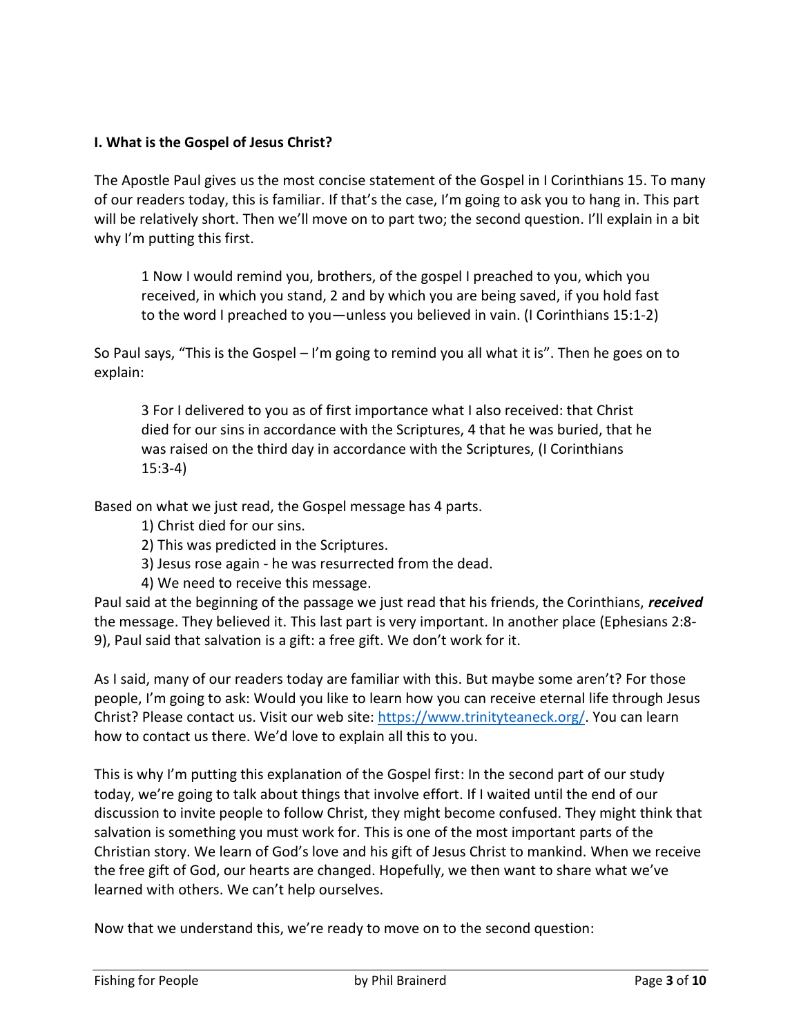**I. What is the Gospel of Jesus Christ?**

The Apostle Paul gives us the most concise statement of the Gospel in I Corinthians 15. To many of our readers today, this is familiar. If that's the case, I'm going to ask you to hang in. This part will be relatively short. Then we'll move on to part two; the second question. I'll explain in a bit why I'm putting this first.

> 1 Now I would remind you, brothers, of the gospel I preached to you, which you received, in which you stand, 2 and by which you are being saved, if you hold fast to the word I preached to you—unless you believed in vain. (I Corinthians 15:1-2)

So Paul says, "This is the Gospel – I'm going to remind you all what it is". Then he goes on to explain:

> 3 For I delivered to you as of first importance what I also received: that Christ died for our sins in accordance with the Scriptures, 4 that he was buried, that he was raised on the third day in accordance with the Scriptures, (I Corinthians 15:3-4)

Based on what we just read, the Gospel message has 4 parts.

1) Christ died for our sins.
2) This was predicted in the Scriptures.
3) Jesus rose again - he was resurrected from the dead.
4) We need to receive this message.

Paul said at the beginning of the passage we just read that his friends, the Corinthians, ***received*** the message. They believed it. This last part is very important. In another place (Ephesians 2:8-9), Paul said that salvation is a gift: a free gift. We don't work for it.

As I said, many of our readers today are familiar with this. But maybe some aren't? For those people, I'm going to ask: Would you like to learn how you can receive eternal life through Jesus Christ? Please contact us. Visit our web site: [https://www.trinityteaneck.org/](https://www.trinityteaneck.org/). You can learn how to contact us there. We'd love to explain all this to you.

This is why I'm putting this explanation of the Gospel first: In the second part of our study today, we're going to talk about things that involve effort. If I waited until the end of our discussion to invite people to follow Christ, they might become confused. They might think that salvation is something you must work for. This is one of the most important parts of the Christian story. We learn of God's love and his gift of Jesus Christ to mankind. When we receive the free gift of God, our hearts are changed. Hopefully, we then want to share what we've learned with others. We can't help ourselves.

Now that we understand this, we're ready to move on to the second question: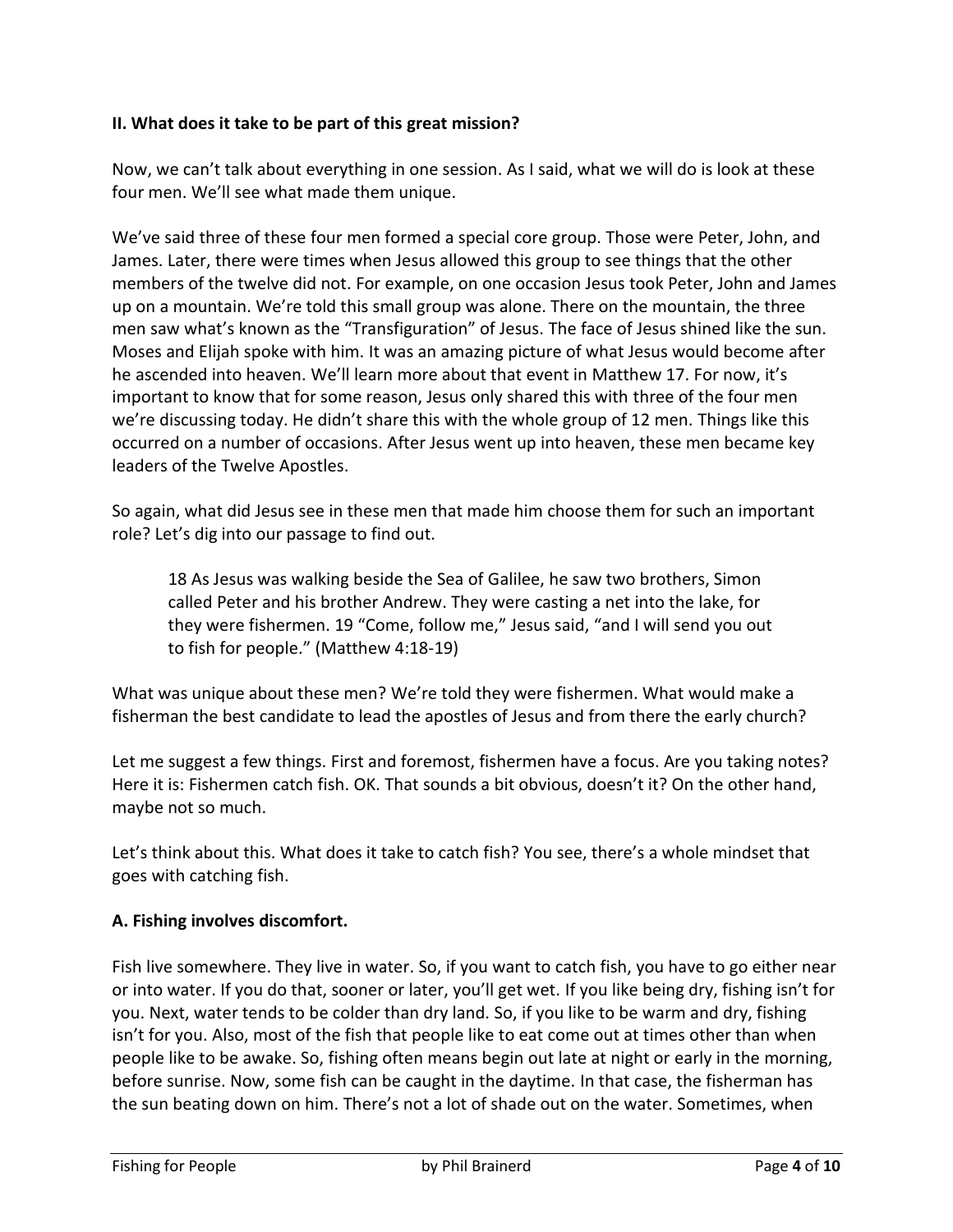**II. What does it take to be part of this great mission?**

Now, we can't talk about everything in one session. As I said, what we will do is look at these four men. We'll see what made them unique.

We've said three of these four men formed a special core group. Those were Peter, John, and James. Later, there were times when Jesus allowed this group to see things that the other members of the twelve did not. For example, on one occasion Jesus took Peter, John and James up on a mountain. We're told this small group was alone. There on the mountain, the three men saw what's known as the "Transfiguration" of Jesus. The face of Jesus shined like the sun. Moses and Elijah spoke with him. It was an amazing picture of what Jesus would become after he ascended into heaven. We'll learn more about that event in Matthew 17. For now, it's important to know that for some reason, Jesus only shared this with three of the four men we're discussing today. He didn't share this with the whole group of 12 men. Things like this occurred on a number of occasions. After Jesus went up into heaven, these men became key leaders of the Twelve Apostles.

So again, what did Jesus see in these men that made him choose them for such an important role? Let's dig into our passage to find out.

> 18 As Jesus was walking beside the Sea of Galilee, he saw two brothers, Simon called Peter and his brother Andrew. They were casting a net into the lake, for they were fishermen. 19 "Come, follow me," Jesus said, "and I will send you out to fish for people." (Matthew 4:18-19)

What was unique about these men? We're told they were fishermen. What would make a fisherman the best candidate to lead the apostles of Jesus and from there the early church?

Let me suggest a few things. First and foremost, fishermen have a focus. Are you taking notes? Here it is: Fishermen catch fish. OK. That sounds a bit obvious, doesn't it? On the other hand, maybe not so much.

Let's think about this. What does it take to catch fish? You see, there's a whole mindset that goes with catching fish.

**A. Fishing involves discomfort.**

Fish live somewhere. They live in water. So, if you want to catch fish, you have to go either near or into water. If you do that, sooner or later, you'll get wet. If you like being dry, fishing isn't for you. Next, water tends to be colder than dry land. So, if you like to be warm and dry, fishing isn't for you. Also, most of the fish that people like to eat come out at times other than when people like to be awake. So, fishing often means begin out late at night or early in the morning, before sunrise. Now, some fish can be caught in the daytime. In that case, the fisherman has the sun beating down on him. There's not a lot of shade out on the water. Sometimes, when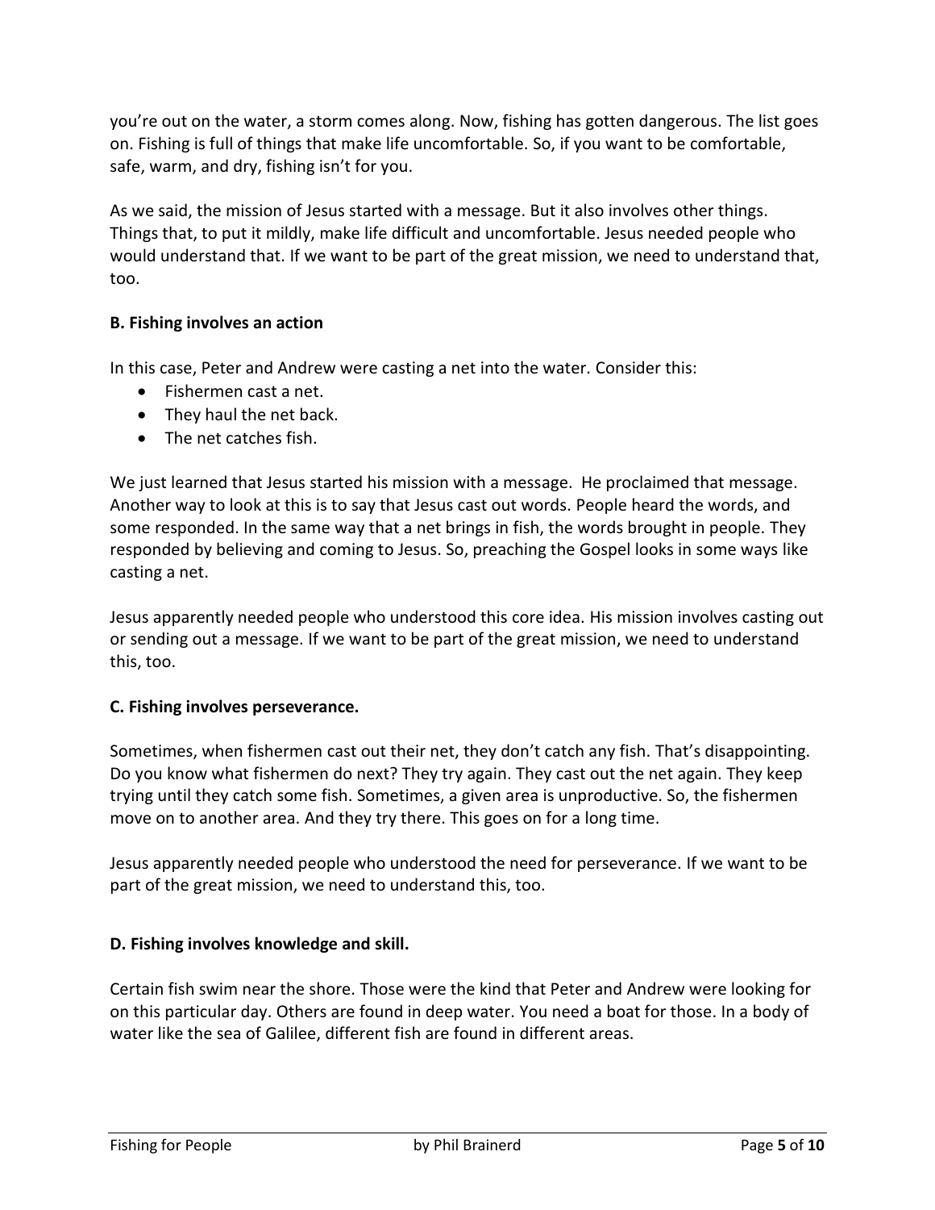you're out on the water, a storm comes along. Now, fishing has gotten dangerous. The list goes on. Fishing is full of things that make life uncomfortable. So, if you want to be comfortable, safe, warm, and dry, fishing isn't for you.

As we said, the mission of Jesus started with a message. But it also involves other things. Things that, to put it mildly, make life difficult and uncomfortable. Jesus needed people who would understand that. If we want to be part of the great mission, we need to understand that, too.

**B. Fishing involves an action**

In this case, Peter and Andrew were casting a net into the water. Consider this:

- Fishermen cast a net.
- They haul the net back.
- The net catches fish.

We just learned that Jesus started his mission with a message. He proclaimed that message. Another way to look at this is to say that Jesus cast out words. People heard the words, and some responded. In the same way that a net brings in fish, the words brought in people. They responded by believing and coming to Jesus. So, preaching the Gospel looks in some ways like casting a net.

Jesus apparently needed people who understood this core idea. His mission involves casting out or sending out a message. If we want to be part of the great mission, we need to understand this, too.

**C. Fishing involves perseverance.**

Sometimes, when fishermen cast out their net, they don't catch any fish. That's disappointing. Do you know what fishermen do next? They try again. They cast out the net again. They keep trying until they catch some fish. Sometimes, a given area is unproductive. So, the fishermen move on to another area. And they try there. This goes on for a long time.

Jesus apparently needed people who understood the need for perseverance. If we want to be part of the great mission, we need to understand this, too.

**D. Fishing involves knowledge and skill.**

Certain fish swim near the shore. Those were the kind that Peter and Andrew were looking for on this particular day. Others are found in deep water. You need a boat for those. In a body of water like the sea of Galilee, different fish are found in different areas.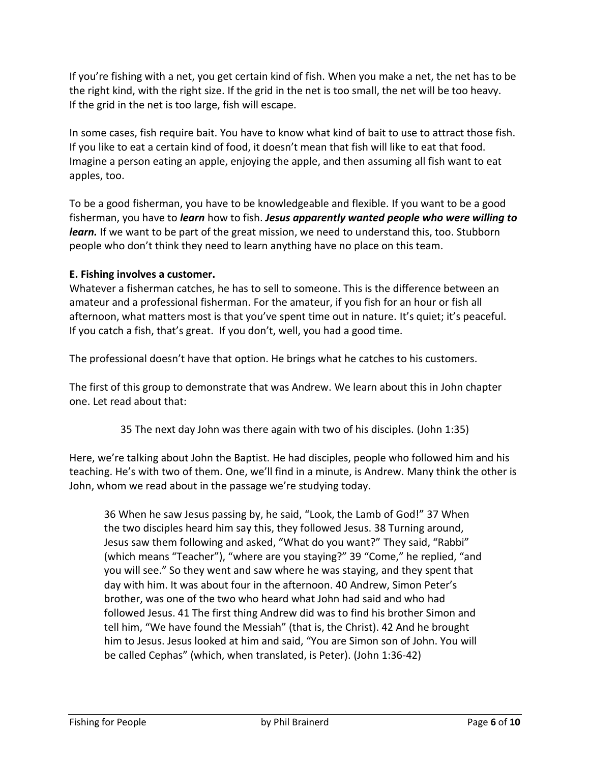If you're fishing with a net, you get certain kind of fish. When you make a net, the net has to be the right kind, with the right size. If the grid in the net is too small, the net will be too heavy. If the grid in the net is too large, fish will escape.

In some cases, fish require bait. You have to know what kind of bait to use to attract those fish. If you like to eat a certain kind of food, it doesn't mean that fish will like to eat that food. Imagine a person eating an apple, enjoying the apple, and then assuming all fish want to eat apples, too.

To be a good fisherman, you have to be knowledgeable and flexible. If you want to be a good fisherman, you have to ***learn*** how to fish. ***Jesus apparently wanted people who were willing to learn.*** If we want to be part of the great mission, we need to understand this, too. Stubborn people who don't think they need to learn anything have no place on this team.

**E. Fishing involves a customer.**

Whatever a fisherman catches, he has to sell to someone. This is the difference between an amateur and a professional fisherman. For the amateur, if you fish for an hour or fish all afternoon, what matters most is that you've spent time out in nature. It's quiet; it's peaceful. If you catch a fish, that's great. If you don't, well, you had a good time.

The professional doesn't have that option. He brings what he catches to his customers.

The first of this group to demonstrate that was Andrew. We learn about this in John chapter one. Let read about that:

> 35 The next day John was there again with two of his disciples. (John 1:35)

Here, we're talking about John the Baptist. He had disciples, people who followed him and his teaching. He's with two of them. One, we'll find in a minute, is Andrew. Many think the other is John, whom we read about in the passage we're studying today.

> 36 When he saw Jesus passing by, he said, "Look, the Lamb of God!" 37 When the two disciples heard him say this, they followed Jesus. 38 Turning around, Jesus saw them following and asked, "What do you want?" They said, "Rabbi" (which means "Teacher"), "where are you staying?" 39 "Come," he replied, "and you will see." So they went and saw where he was staying, and they spent that day with him. It was about four in the afternoon. 40 Andrew, Simon Peter's brother, was one of the two who heard what John had said and who had followed Jesus. 41 The first thing Andrew did was to find his brother Simon and tell him, "We have found the Messiah" (that is, the Christ). 42 And he brought him to Jesus. Jesus looked at him and said, "You are Simon son of John. You will be called Cephas" (which, when translated, is Peter). (John 1:36-42)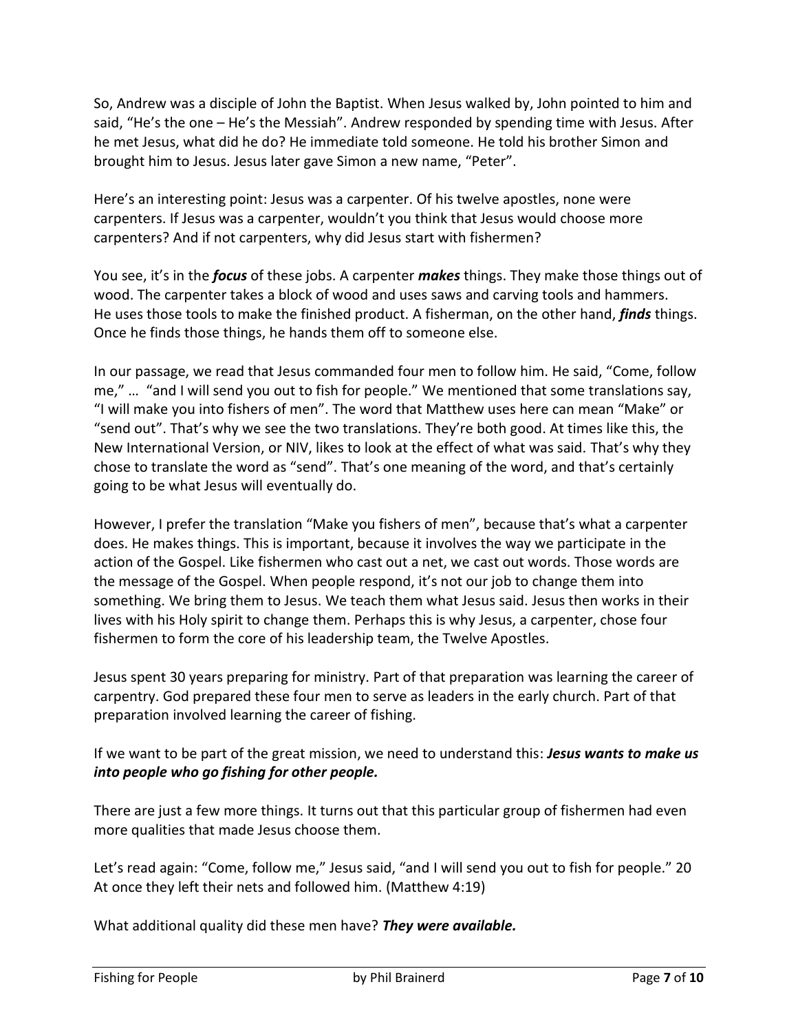So, Andrew was a disciple of John the Baptist. When Jesus walked by, John pointed to him and said, "He's the one – He's the Messiah". Andrew responded by spending time with Jesus. After he met Jesus, what did he do? He immediate told someone. He told his brother Simon and brought him to Jesus. Jesus later gave Simon a new name, "Peter".

Here's an interesting point: Jesus was a carpenter. Of his twelve apostles, none were carpenters. If Jesus was a carpenter, wouldn't you think that Jesus would choose more carpenters? And if not carpenters, why did Jesus start with fishermen?

You see, it's in the ***focus*** of these jobs. A carpenter ***makes*** things. They make those things out of wood. The carpenter takes a block of wood and uses saws and carving tools and hammers. He uses those tools to make the finished product. A fisherman, on the other hand, ***finds*** things. Once he finds those things, he hands them off to someone else.

In our passage, we read that Jesus commanded four men to follow him. He said, "Come, follow me," … "and I will send you out to fish for people." We mentioned that some translations say, "I will make you into fishers of men". The word that Matthew uses here can mean "Make" or "send out". That's why we see the two translations. They're both good. At times like this, the New International Version, or NIV, likes to look at the effect of what was said. That's why they chose to translate the word as "send". That's one meaning of the word, and that's certainly going to be what Jesus will eventually do.

However, I prefer the translation "Make you fishers of men", because that's what a carpenter does. He makes things. This is important, because it involves the way we participate in the action of the Gospel. Like fishermen who cast out a net, we cast out words. Those words are the message of the Gospel. When people respond, it's not our job to change them into something. We bring them to Jesus. We teach them what Jesus said. Jesus then works in their lives with his Holy spirit to change them. Perhaps this is why Jesus, a carpenter, chose four fishermen to form the core of his leadership team, the Twelve Apostles.

Jesus spent 30 years preparing for ministry. Part of that preparation was learning the career of carpentry. God prepared these four men to serve as leaders in the early church. Part of that preparation involved learning the career of fishing.

If we want to be part of the great mission, we need to understand this: ***Jesus wants to make us into people who go fishing for other people.***

There are just a few more things. It turns out that this particular group of fishermen had even more qualities that made Jesus choose them.

Let's read again: "Come, follow me," Jesus said, "and I will send you out to fish for people." 20 At once they left their nets and followed him. (Matthew 4:19)

What additional quality did these men have? ***They were available.***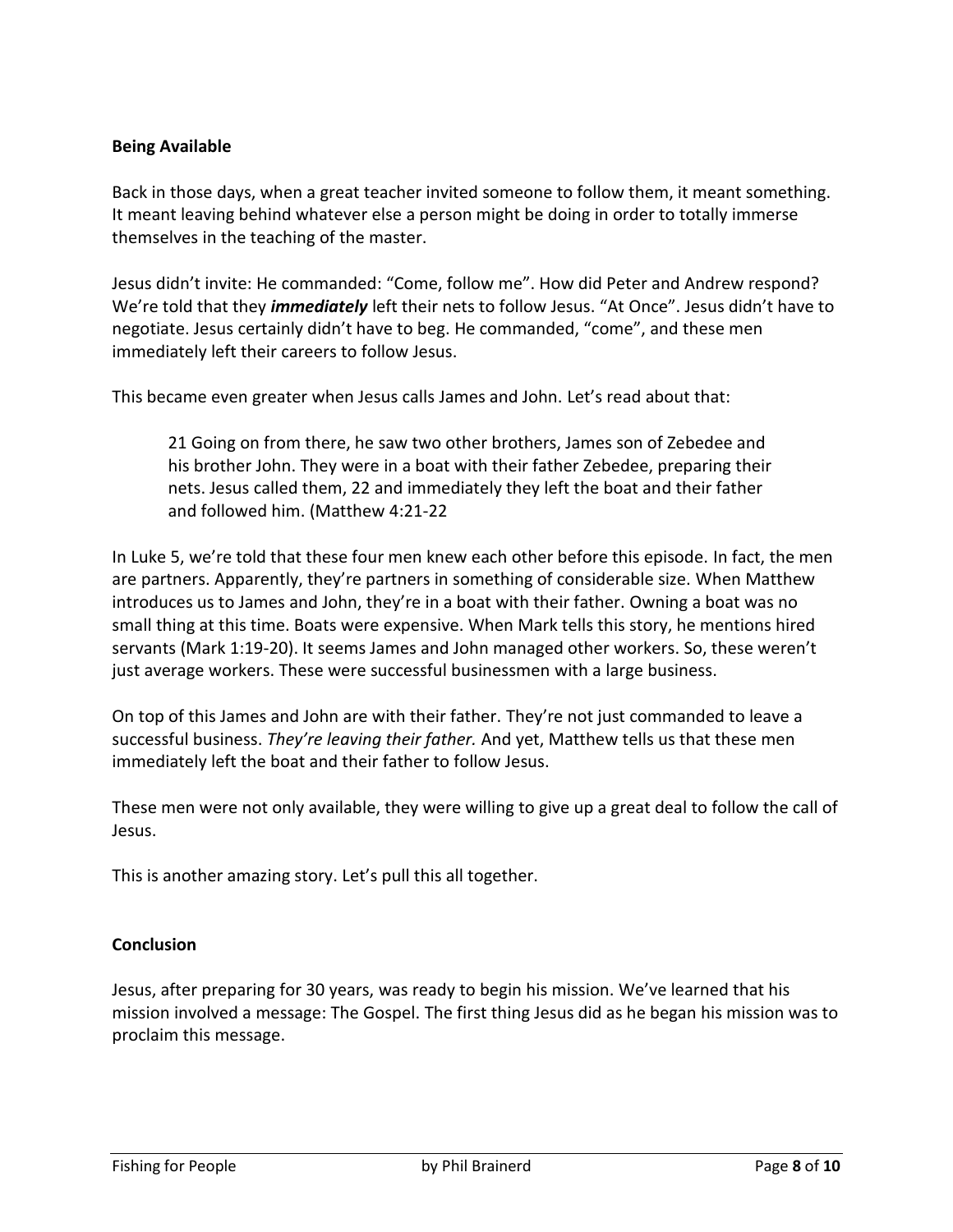**Being Available**

Back in those days, when a great teacher invited someone to follow them, it meant something. It meant leaving behind whatever else a person might be doing in order to totally immerse themselves in the teaching of the master.

Jesus didn't invite: He commanded: "Come, follow me". How did Peter and Andrew respond? We're told that they ***immediately*** left their nets to follow Jesus. "At Once". Jesus didn't have to negotiate. Jesus certainly didn't have to beg. He commanded, "come", and these men immediately left their careers to follow Jesus.

This became even greater when Jesus calls James and John. Let's read about that:

> 21 Going on from there, he saw two other brothers, James son of Zebedee and his brother John. They were in a boat with their father Zebedee, preparing their nets. Jesus called them, 22 and immediately they left the boat and their father and followed him. (Matthew 4:21-22

In Luke 5, we're told that these four men knew each other before this episode. In fact, the men are partners. Apparently, they're partners in something of considerable size. When Matthew introduces us to James and John, they're in a boat with their father. Owning a boat was no small thing at this time. Boats were expensive. When Mark tells this story, he mentions hired servants (Mark 1:19-20). It seems James and John managed other workers. So, these weren't just average workers. These were successful businessmen with a large business.

On top of this James and John are with their father. They're not just commanded to leave a successful business. *They're leaving their father.* And yet, Matthew tells us that these men immediately left the boat and their father to follow Jesus.

These men were not only available, they were willing to give up a great deal to follow the call of Jesus.

This is another amazing story. Let's pull this all together.

**Conclusion**

Jesus, after preparing for 30 years, was ready to begin his mission. We've learned that his mission involved a message: The Gospel. The first thing Jesus did as he began his mission was to proclaim this message.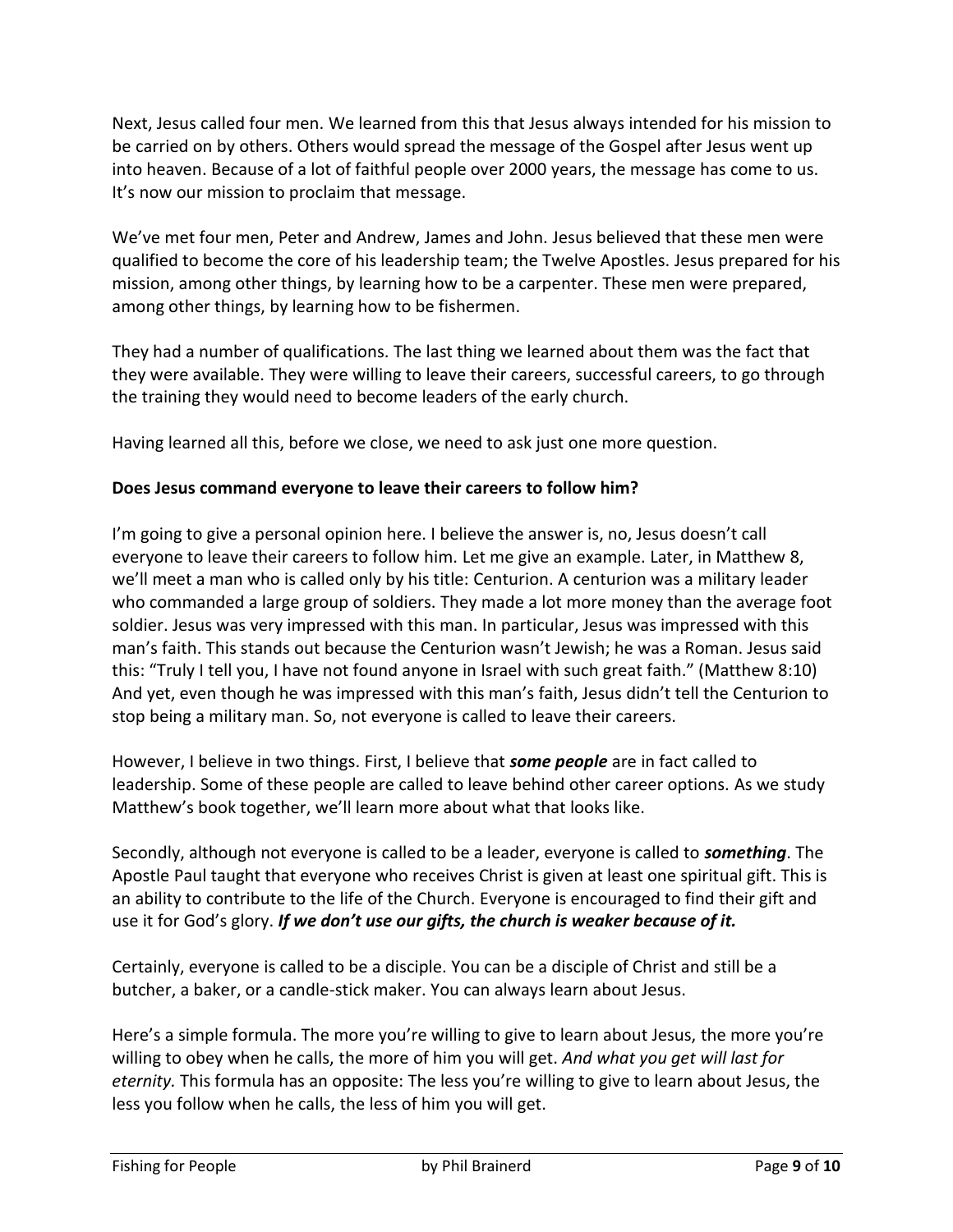Next, Jesus called four men. We learned from this that Jesus always intended for his mission to be carried on by others. Others would spread the message of the Gospel after Jesus went up into heaven. Because of a lot of faithful people over 2000 years, the message has come to us. It's now our mission to proclaim that message.

We've met four men, Peter and Andrew, James and John. Jesus believed that these men were qualified to become the core of his leadership team; the Twelve Apostles. Jesus prepared for his mission, among other things, by learning how to be a carpenter. These men were prepared, among other things, by learning how to be fishermen.

They had a number of qualifications. The last thing we learned about them was the fact that they were available. They were willing to leave their careers, successful careers, to go through the training they would need to become leaders of the early church.

Having learned all this, before we close, we need to ask just one more question.

**Does Jesus command everyone to leave their careers to follow him?**

I'm going to give a personal opinion here. I believe the answer is, no, Jesus doesn't call everyone to leave their careers to follow him. Let me give an example. Later, in Matthew 8, we'll meet a man who is called only by his title: Centurion. A centurion was a military leader who commanded a large group of soldiers. They made a lot more money than the average foot soldier. Jesus was very impressed with this man. In particular, Jesus was impressed with this man's faith. This stands out because the Centurion wasn't Jewish; he was a Roman. Jesus said this: "Truly I tell you, I have not found anyone in Israel with such great faith." (Matthew 8:10) And yet, even though he was impressed with this man's faith, Jesus didn't tell the Centurion to stop being a military man. So, not everyone is called to leave their careers.

However, I believe in two things. First, I believe that ***some people*** are in fact called to leadership. Some of these people are called to leave behind other career options. As we study Matthew's book together, we'll learn more about what that looks like.

Secondly, although not everyone is called to be a leader, everyone is called to ***something***. The Apostle Paul taught that everyone who receives Christ is given at least one spiritual gift. This is an ability to contribute to the life of the Church. Everyone is encouraged to find their gift and use it for God's glory. ***If we don't use our gifts, the church is weaker because of it.***

Certainly, everyone is called to be a disciple. You can be a disciple of Christ and still be a butcher, a baker, or a candle-stick maker. You can always learn about Jesus.

Here's a simple formula. The more you're willing to give to learn about Jesus, the more you're willing to obey when he calls, the more of him you will get. *And what you get will last for eternity.* This formula has an opposite: The less you're willing to give to learn about Jesus, the less you follow when he calls, the less of him you will get.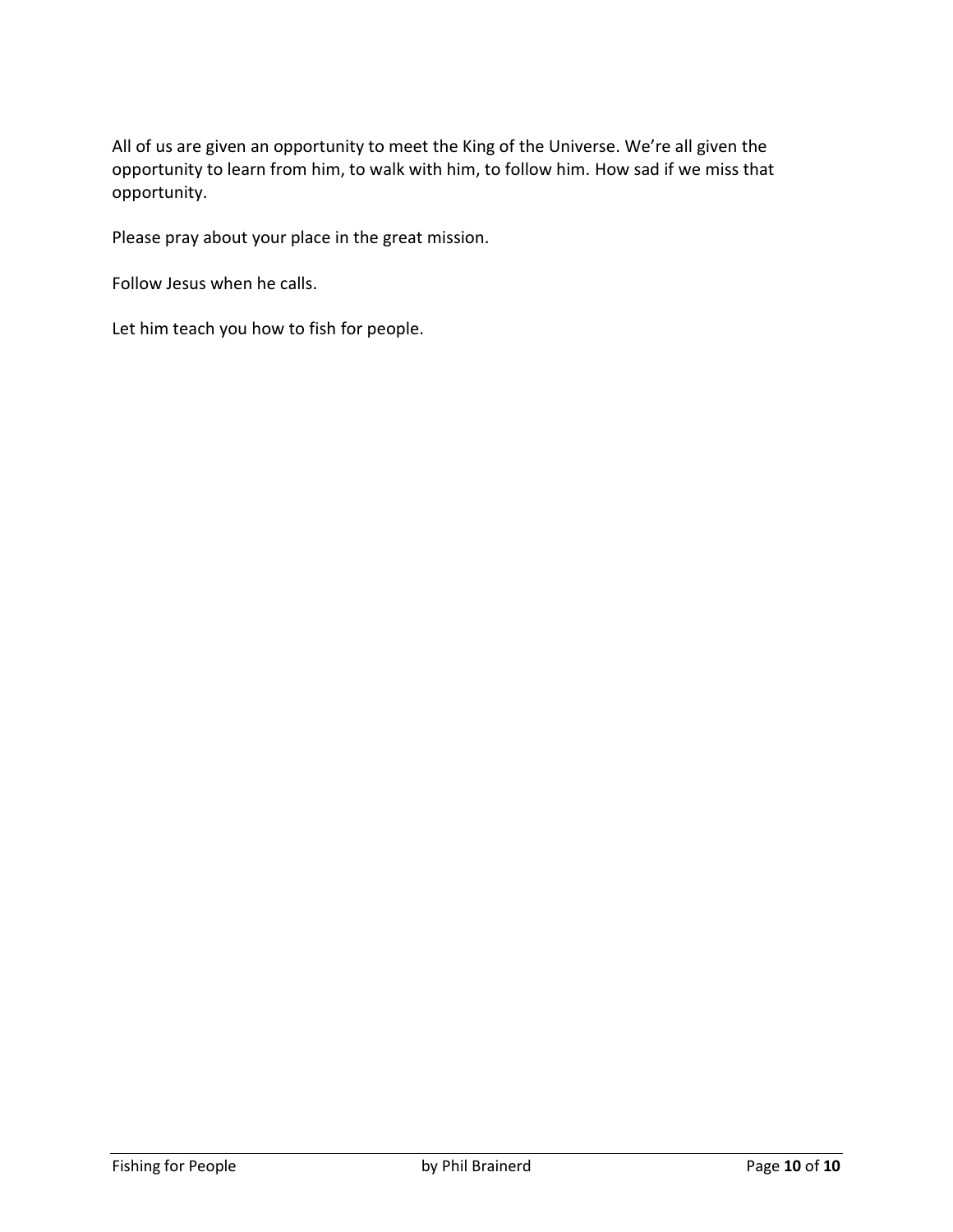All of us are given an opportunity to meet the King of the Universe. We're all given the opportunity to learn from him, to walk with him, to follow him. How sad if we miss that opportunity.

Please pray about your place in the great mission.

Follow Jesus when he calls.

Let him teach you how to fish for people.